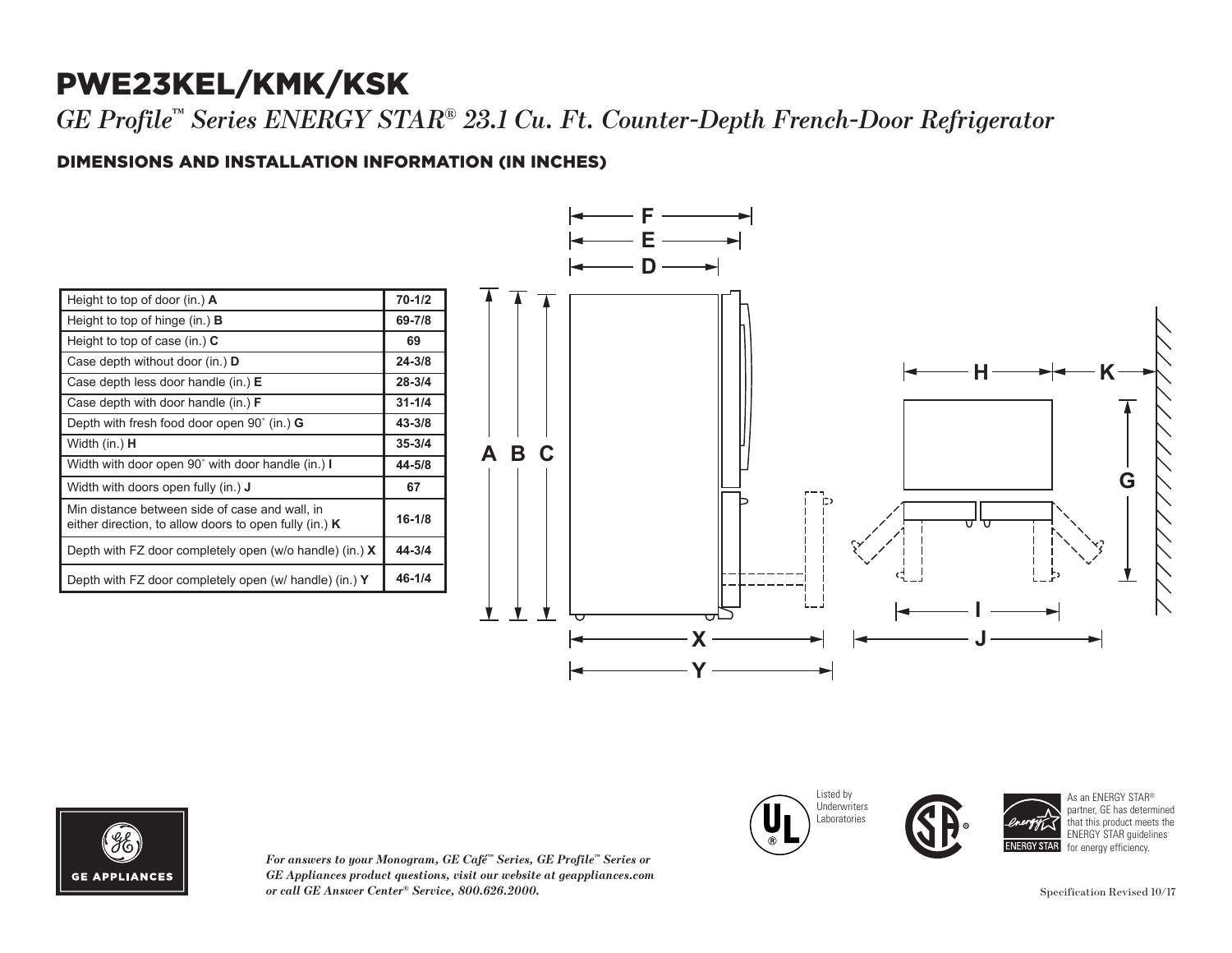# PWE23KEL/KMK/KSK

*GE Profile™ Series ENERGY STAR® 23.1 Cu. Ft. Counter-Depth French-Door Refrigerator*

## DIMENSIONS AND INSTALLATION INFORMATION (IN INCHES)

| | |
|---|---|
| Height to top of door (in.) **A** | **70-1/2** |
| Height to top of hinge (in.) **B** | **69-7/8** |
| Height to top of case (in.) **C** | **69** |
| Case depth without door (in.) **D** | **24-3/8** |
| Case depth less door handle (in.) **E** | **28-3/4** |
| Case depth with door handle (in.) **F** | **31-1/4** |
| Depth with fresh food door open 90˚ (in.) **G** | **43-3/8** |
| Width (in.) **H** | **35-3/4** |
| Width with door open 90˚ with door handle (in.) **I** | **44-5/8** |
| Width with doors open fully (in.) **J** | **67** |
| Min distance between side of case and wall, in either direction, to allow doors to open fully (in.) **K** | **16-1/8** |
| Depth with FZ door completely open (w/o handle) (in.) **X** | **44-3/4** |
| Depth with FZ door completely open (w/ handle) (in.) **Y** | **46-1/4** |

Listed by Underwriters Laboratories

As an ENERGY STAR® partner, GE has determined that this product meets the ENERGY STAR guidelines for energy efficiency.

GE APPLIANCES

***For answers to your Monogram, GE Café™ Series, GE Profile™ Series or GE Appliances product questions, visit our website at geappliances.com or call GE Answer Center® Service, 800.626.2000.***

Specification Revised 10/17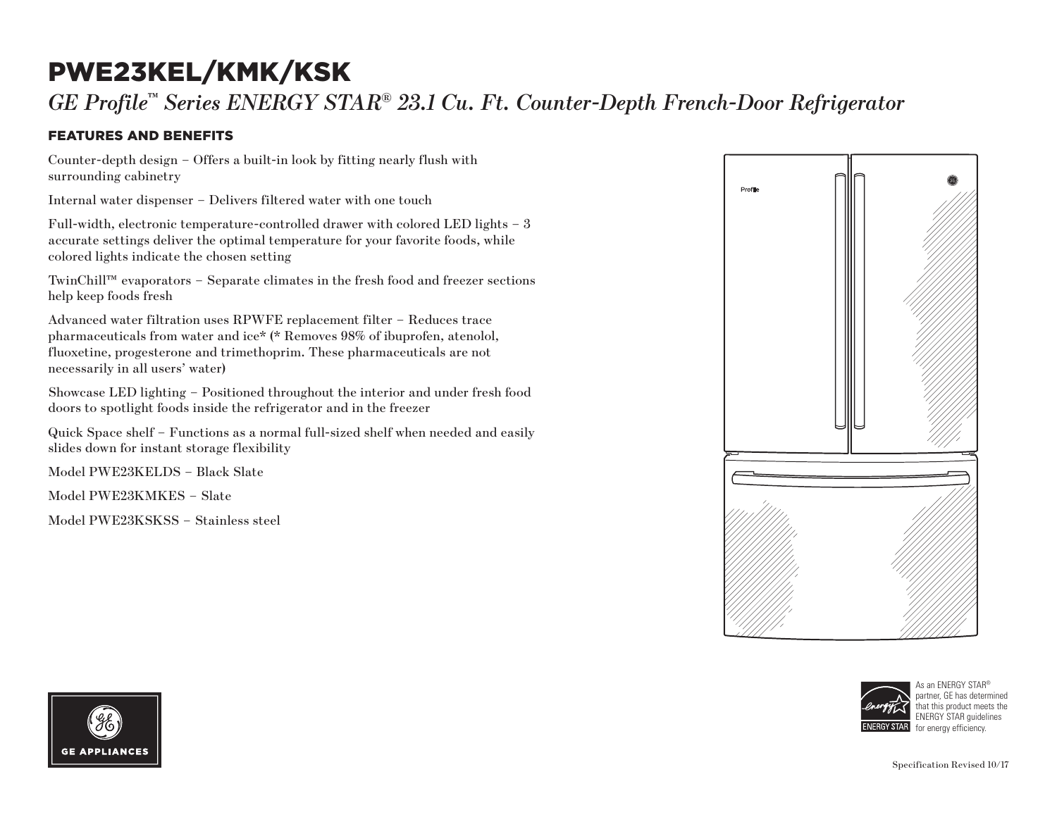# PWE23KEL/KMK/KSK

*GE Profile™ Series ENERGY STAR® 23.1 Cu. Ft. Counter-Depth French-Door Refrigerator*

### FEATURES AND BENEFITS

Counter-depth design – Offers a built-in look by fitting nearly flush with surrounding cabinetry

Internal water dispenser – Delivers filtered water with one touch

Full-width, electronic temperature-controlled drawer with colored LED lights – 3 accurate settings deliver the optimal temperature for your favorite foods, while colored lights indicate the chosen setting

TwinChill™ evaporators – Separate climates in the fresh food and freezer sections help keep foods fresh

Advanced water filtration uses RPWFE replacement filter – Reduces trace pharmaceuticals from water and ice* (* Removes 98% of ibuprofen, atenolol, fluoxetine, progesterone and trimethoprim. These pharmaceuticals are not necessarily in all users' water)

Showcase LED lighting – Positioned throughout the interior and under fresh food doors to spotlight foods inside the refrigerator and in the freezer

Quick Space shelf – Functions as a normal full-sized shelf when needed and easily slides down for instant storage flexibility

Model PWE23KELDS – Black Slate

Model PWE23KMKES – Slate

Model PWE23KSKSS – Stainless steel

GE APPLIANCES

As an ENERGY STAR® partner, GE has determined that this product meets the ENERGY STAR guidelines for energy efficiency.

Specification Revised 10/17